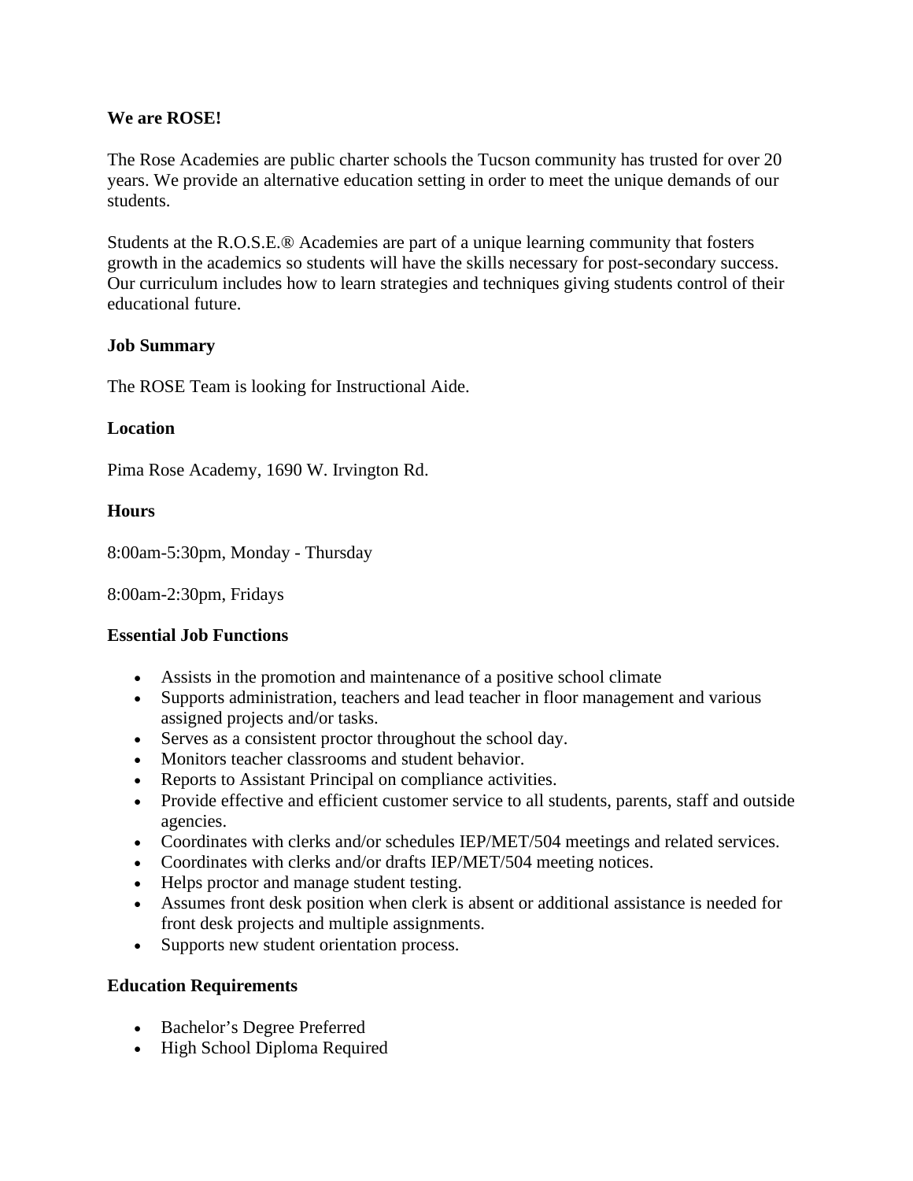**We are ROSE!**

The Rose Academies are public charter schools the Tucson community has trusted for over 20 years. We provide an alternative education setting in order to meet the unique demands of our students.

Students at the R.O.S.E.® Academies are part of a unique learning community that fosters growth in the academics so students will have the skills necessary for post-secondary success. Our curriculum includes how to learn strategies and techniques giving students control of their educational future.

**Job Summary**

The ROSE Team is looking for Instructional Aide.

**Location**

Pima Rose Academy, 1690 W. Irvington Rd.

**Hours**

8:00am-5:30pm, Monday - Thursday

8:00am-2:30pm, Fridays

**Essential Job Functions**

- Assists in the promotion and maintenance of a positive school climate
- Supports administration, teachers and lead teacher in floor management and various assigned projects and/or tasks.
- Serves as a consistent proctor throughout the school day.
- Monitors teacher classrooms and student behavior.
- Reports to Assistant Principal on compliance activities.
- Provide effective and efficient customer service to all students, parents, staff and outside agencies.
- Coordinates with clerks and/or schedules IEP/MET/504 meetings and related services.
- Coordinates with clerks and/or drafts IEP/MET/504 meeting notices.
- Helps proctor and manage student testing.
- Assumes front desk position when clerk is absent or additional assistance is needed for front desk projects and multiple assignments.
- Supports new student orientation process.

**Education Requirements**

- Bachelor's Degree Preferred
- High School Diploma Required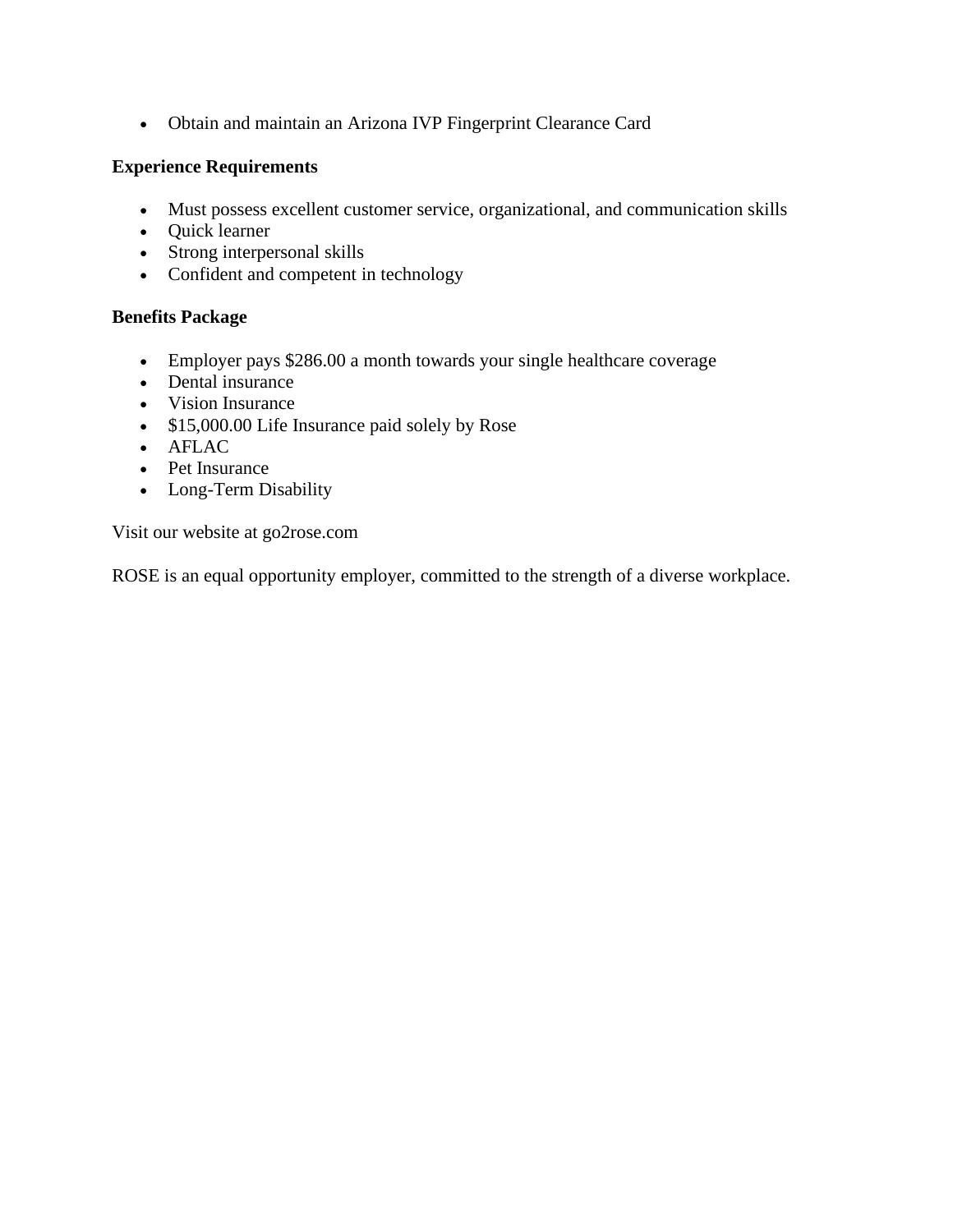- Obtain and maintain an Arizona IVP Fingerprint Clearance Card

**Experience Requirements**

- Must possess excellent customer service, organizational, and communication skills
- Quick learner
- Strong interpersonal skills
- Confident and competent in technology

**Benefits Package**

- Employer pays $286.00 a month towards your single healthcare coverage
- Dental insurance
- Vision Insurance
- $15,000.00 Life Insurance paid solely by Rose
- AFLAC
- Pet Insurance
- Long-Term Disability

Visit our website at go2rose.com

ROSE is an equal opportunity employer, committed to the strength of a diverse workplace.